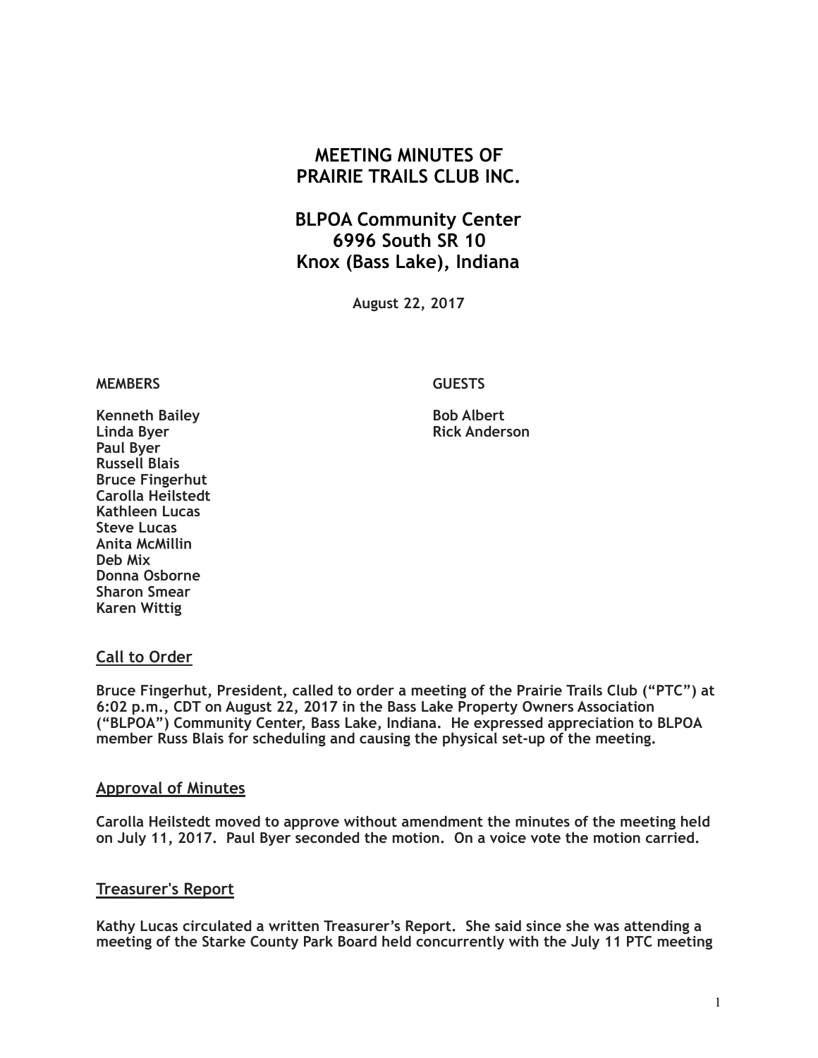# MEETING MINUTES OF PRAIRIE TRAILS CLUB INC.

## BLPOA Community Center
## 6996 South SR 10
## Knox (Bass Lake), Indiana

**August 22, 2017**

| MEMBERS | GUESTS |
|---|---|
| Kenneth Bailey | Bob Albert |
| Linda Byer | Rick Anderson |
| Paul Byer | |
| Russell Blais | |
| Bruce Fingerhut | |
| Carolla Heilstedt | |
| Kathleen Lucas | |
| Steve Lucas | |
| Anita McMillin | |
| Deb Mix | |
| Donna Osborne | |
| Sharon Smear | |
| Karen Wittig | |

## Call to Order

Bruce Fingerhut, President, called to order a meeting of the Prairie Trails Club ("PTC") at 6:02 p.m., CDT on August 22, 2017 in the Bass Lake Property Owners Association ("BLPOA") Community Center, Bass Lake, Indiana. He expressed appreciation to BLPOA member Russ Blais for scheduling and causing the physical set-up of the meeting.

## Approval of Minutes

Carolla Heilstedt moved to approve without amendment the minutes of the meeting held on July 11, 2017. Paul Byer seconded the motion. On a voice vote the motion carried.

## Treasurer's Report

Kathy Lucas circulated a written Treasurer's Report. She said since she was attending a meeting of the Starke County Park Board held concurrently with the July 11 PTC meeting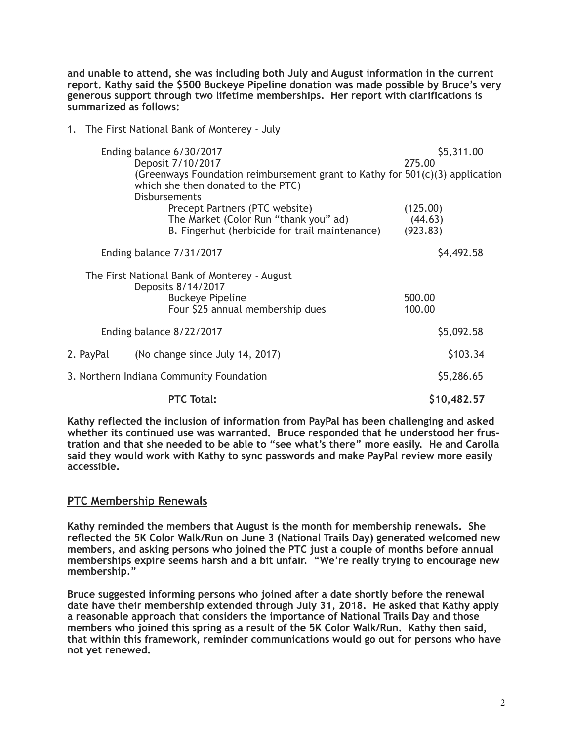**and unable to attend, she was including both July and August information in the current report. Kathy said the $500 Buckeye Pipeline donation was made possible by Bruce's very generous support through two lifetime memberships. Her report with clarifications is summarized as follows:**

1. The First National Bank of Monterey - July

| | | |
|---|---|---|
| Ending balance 6/30/2017 | | $5,311.00 |
| Deposit 7/10/2017 | 275.00 | |
| (Greenways Foundation reimbursement grant to Kathy for 501(c)(3) application which she then donated to the PTC) | | |
| Disbursements | | |
| Precept Partners (PTC website) | (125.00) | |
| The Market (Color Run "thank you" ad) | (44.63) | |
| B. Fingerhut (herbicide for trail maintenance) | (923.83) | |
| Ending balance 7/31/2017 | | $4,492.58 |
| The First National Bank of Monterey - August | | |
| Deposits 8/14/2017 | | |
| Buckeye Pipeline | 500.00 | |
| Four $25 annual membership dues | 100.00 | |
| Ending balance 8/22/2017 | | $5,092.58 |
| 2. PayPal (No change since July 14, 2017) | | $103.34 |
| 3. Northern Indiana Community Foundation | | $5,286.65 |
| **PTC Total:** | | **$10,482.57** |

**Kathy reflected the inclusion of information from PayPal has been challenging and asked whether its continued use was warranted. Bruce responded that he understood her frustration and that she needed to be able to "see what's there" more easily. He and Carolla said they would work with Kathy to sync passwords and make PayPal review more easily accessible.**

## PTC Membership Renewals

**Kathy reminded the members that August is the month for membership renewals. She reflected the 5K Color Walk/Run on June 3 (National Trails Day) generated welcomed new members, and asking persons who joined the PTC just a couple of months before annual memberships expire seems harsh and a bit unfair. "We're really trying to encourage new membership."**

**Bruce suggested informing persons who joined after a date shortly before the renewal date have their membership extended through July 31, 2018. He asked that Kathy apply a reasonable approach that considers the importance of National Trails Day and those members who joined this spring as a result of the 5K Color Walk/Run. Kathy then said, that within this framework, reminder communications would go out for persons who have not yet renewed.**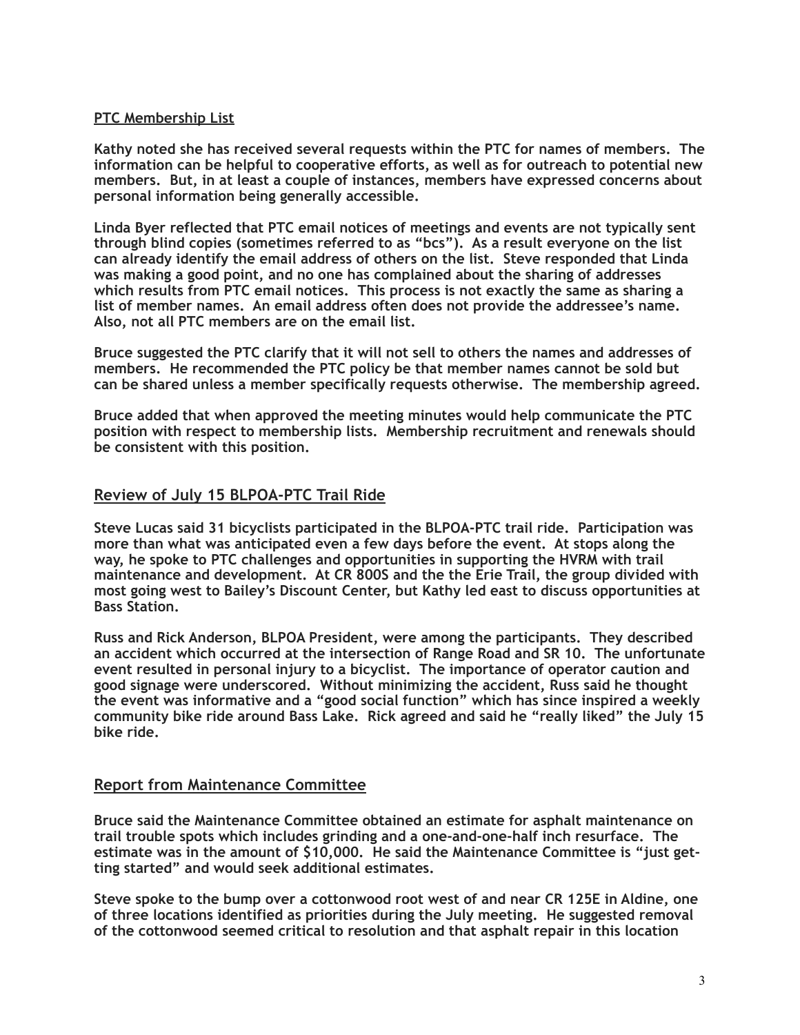## PTC Membership List

**Kathy noted she has received several requests within the PTC for names of members. The information can be helpful to cooperative efforts, as well as for outreach to potential new members. But, in at least a couple of instances, members have expressed concerns about personal information being generally accessible.**

**Linda Byer reflected that PTC email notices of meetings and events are not typically sent through blind copies (sometimes referred to as "bcs"). As a result everyone on the list can already identify the email address of others on the list. Steve responded that Linda was making a good point, and no one has complained about the sharing of addresses which results from PTC email notices. This process is not exactly the same as sharing a list of member names. An email address often does not provide the addressee's name. Also, not all PTC members are on the email list.**

**Bruce suggested the PTC clarify that it will not sell to others the names and addresses of members. He recommended the PTC policy be that member names cannot be sold but can be shared unless a member specifically requests otherwise. The membership agreed.**

**Bruce added that when approved the meeting minutes would help communicate the PTC position with respect to membership lists. Membership recruitment and renewals should be consistent with this position.**

## Review of July 15 BLPOA-PTC Trail Ride

**Steve Lucas said 31 bicyclists participated in the BLPOA-PTC trail ride. Participation was more than what was anticipated even a few days before the event. At stops along the way, he spoke to PTC challenges and opportunities in supporting the HVRM with trail maintenance and development. At CR 800S and the the Erie Trail, the group divided with most going west to Bailey's Discount Center, but Kathy led east to discuss opportunities at Bass Station.**

**Russ and Rick Anderson, BLPOA President, were among the participants. They described an accident which occurred at the intersection of Range Road and SR 10. The unfortunate event resulted in personal injury to a bicyclist. The importance of operator caution and good signage were underscored. Without minimizing the accident, Russ said he thought the event was informative and a "good social function" which has since inspired a weekly community bike ride around Bass Lake. Rick agreed and said he "really liked" the July 15 bike ride.**

## Report from Maintenance Committee

**Bruce said the Maintenance Committee obtained an estimate for asphalt maintenance on trail trouble spots which includes grinding and a one-and-one-half inch resurface. The estimate was in the amount of $10,000. He said the Maintenance Committee is "just getting started" and would seek additional estimates.**

**Steve spoke to the bump over a cottonwood root west of and near CR 125E in Aldine, one of three locations identified as priorities during the July meeting. He suggested removal of the cottonwood seemed critical to resolution and that asphalt repair in this location**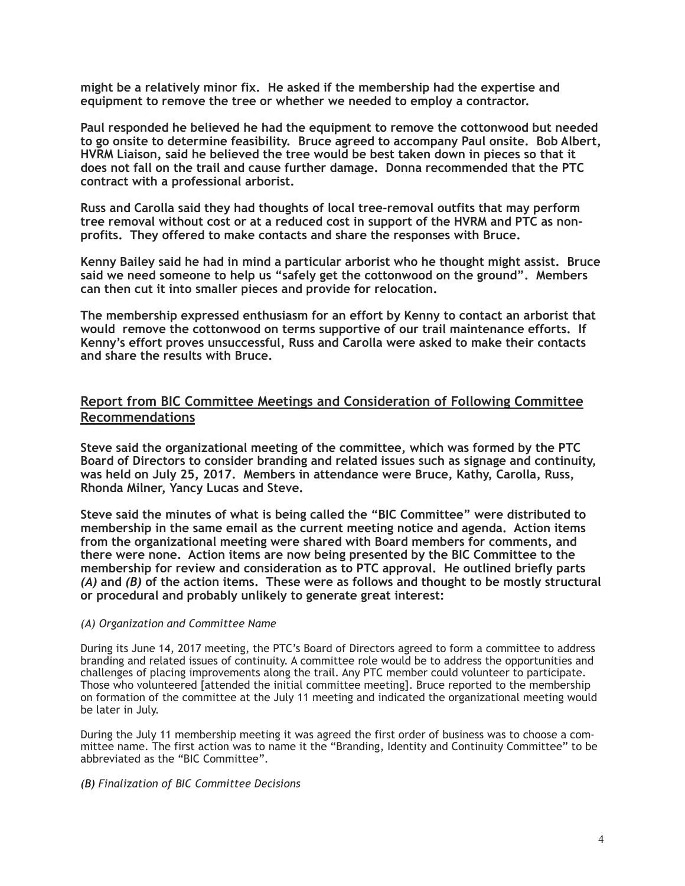**might be a relatively minor fix. He asked if the membership had the expertise and equipment to remove the tree or whether we needed to employ a contractor.**

**Paul responded he believed he had the equipment to remove the cottonwood but needed to go onsite to determine feasibility. Bruce agreed to accompany Paul onsite. Bob Albert, HVRM Liaison, said he believed the tree would be best taken down in pieces so that it does not fall on the trail and cause further damage. Donna recommended that the PTC contract with a professional arborist.**

**Russ and Carolla said they had thoughts of local tree-removal outfits that may perform tree removal without cost or at a reduced cost in support of the HVRM and PTC as non-profits. They offered to make contacts and share the responses with Bruce.**

**Kenny Bailey said he had in mind a particular arborist who he thought might assist. Bruce said we need someone to help us "safely get the cottonwood on the ground". Members can then cut it into smaller pieces and provide for relocation.**

**The membership expressed enthusiasm for an effort by Kenny to contact an arborist that would remove the cottonwood on terms supportive of our trail maintenance efforts. If Kenny's effort proves unsuccessful, Russ and Carolla were asked to make their contacts and share the results with Bruce.**

## Report from BIC Committee Meetings and Consideration of Following Committee Recommendations

**Steve said the organizational meeting of the committee, which was formed by the PTC Board of Directors to consider branding and related issues such as signage and continuity, was held on July 25, 2017. Members in attendance were Bruce, Kathy, Carolla, Russ, Rhonda Milner, Yancy Lucas and Steve.**

**Steve said the minutes of what is being called the "BIC Committee" were distributed to membership in the same email as the current meeting notice and agenda. Action items from the organizational meeting were shared with Board members for comments, and there were none. Action items are now being presented by the BIC Committee to the membership for review and consideration as to PTC approval. He outlined briefly parts *(A)* and *(B)* of the action items. These were as follows and thought to be mostly structural or procedural and probably unlikely to generate great interest:**

*(A) Organization and Committee Name*

During its June 14, 2017 meeting, the PTC's Board of Directors agreed to form a committee to address branding and related issues of continuity. A committee role would be to address the opportunities and challenges of placing improvements along the trail. Any PTC member could volunteer to participate. Those who volunteered [attended the initial committee meeting]. Bruce reported to the membership on formation of the committee at the July 11 meeting and indicated the organizational meeting would be later in July.

During the July 11 membership meeting it was agreed the first order of business was to choose a committee name. The first action was to name it the "Branding, Identity and Continuity Committee" to be abbreviated as the "BIC Committee".

*(B) Finalization of BIC Committee Decisions*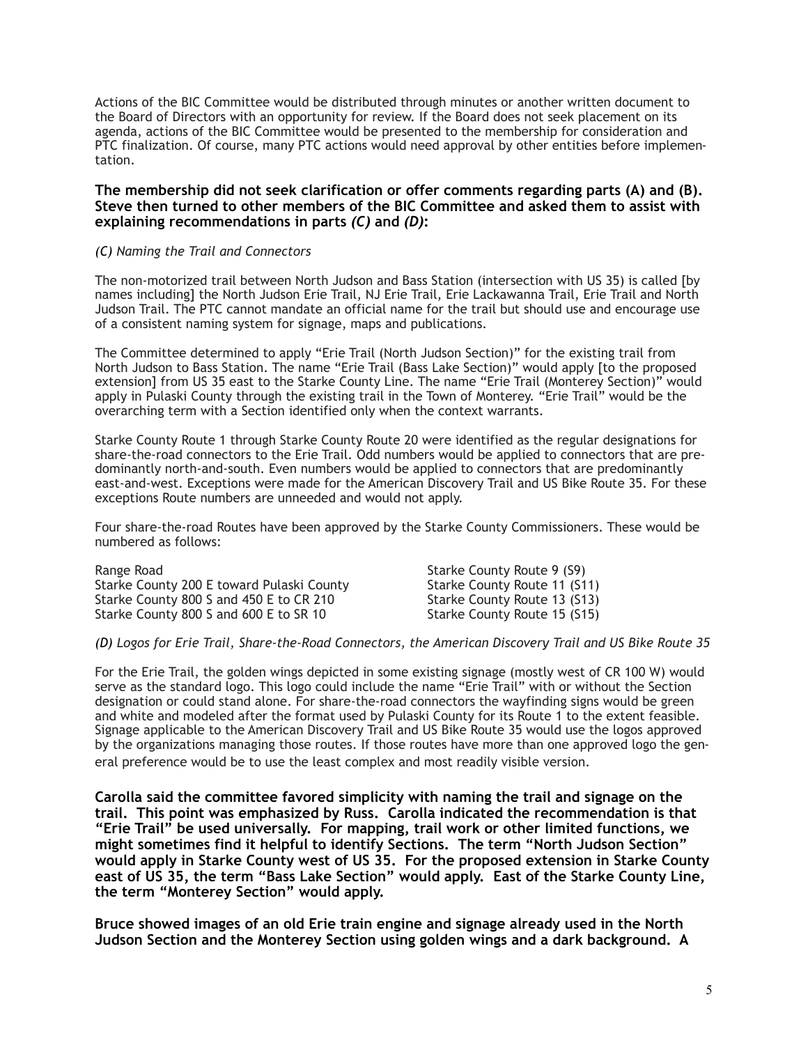Actions of the BIC Committee would be distributed through minutes or another written document to the Board of Directors with an opportunity for review. If the Board does not seek placement on its agenda, actions of the BIC Committee would be presented to the membership for consideration and PTC finalization. Of course, many PTC actions would need approval by other entities before implementation.

**The membership did not seek clarification or offer comments regarding parts (A) and (B). Steve then turned to other members of the BIC Committee and asked them to assist with explaining recommendations in parts *(C)* and *(D)*:**

*(C) Naming the Trail and Connectors*

The non-motorized trail between North Judson and Bass Station (intersection with US 35) is called [by names including] the North Judson Erie Trail, NJ Erie Trail, Erie Lackawanna Trail, Erie Trail and North Judson Trail. The PTC cannot mandate an official name for the trail but should use and encourage use of a consistent naming system for signage, maps and publications.

The Committee determined to apply "Erie Trail (North Judson Section)" for the existing trail from North Judson to Bass Station. The name "Erie Trail (Bass Lake Section)" would apply [to the proposed extension] from US 35 east to the Starke County Line. The name "Erie Trail (Monterey Section)" would apply in Pulaski County through the existing trail in the Town of Monterey. "Erie Trail" would be the overarching term with a Section identified only when the context warrants.

Starke County Route 1 through Starke County Route 20 were identified as the regular designations for share-the-road connectors to the Erie Trail. Odd numbers would be applied to connectors that are predominantly north-and-south. Even numbers would be applied to connectors that are predominantly east-and-west. Exceptions were made for the American Discovery Trail and US Bike Route 35. For these exceptions Route numbers are unneeded and would not apply.

Four share-the-road Routes have been approved by the Starke County Commissioners. These would be numbered as follows:

| | |
|---|---|
| Range Road | Starke County Route 9 (S9) |
| Starke County 200 E toward Pulaski County | Starke County Route 11 (S11) |
| Starke County 800 S and 450 E to CR 210 | Starke County Route 13 (S13) |
| Starke County 800 S and 600 E to SR 10 | Starke County Route 15 (S15) |

*(D) Logos for Erie Trail, Share-the-Road Connectors, the American Discovery Trail and US Bike Route 35*

For the Erie Trail, the golden wings depicted in some existing signage (mostly west of CR 100 W) would serve as the standard logo. This logo could include the name "Erie Trail" with or without the Section designation or could stand alone. For share-the-road connectors the wayfinding signs would be green and white and modeled after the format used by Pulaski County for its Route 1 to the extent feasible. Signage applicable to the American Discovery Trail and US Bike Route 35 would use the logos approved by the organizations managing those routes. If those routes have more than one approved logo the general preference would be to use the least complex and most readily visible version.

**Carolla said the committee favored simplicity with naming the trail and signage on the trail. This point was emphasized by Russ. Carolla indicated the recommendation is that "Erie Trail" be used universally. For mapping, trail work or other limited functions, we might sometimes find it helpful to identify Sections. The term "North Judson Section" would apply in Starke County west of US 35. For the proposed extension in Starke County east of US 35, the term "Bass Lake Section" would apply. East of the Starke County Line, the term "Monterey Section" would apply.**

**Bruce showed images of an old Erie train engine and signage already used in the North Judson Section and the Monterey Section using golden wings and a dark background. A**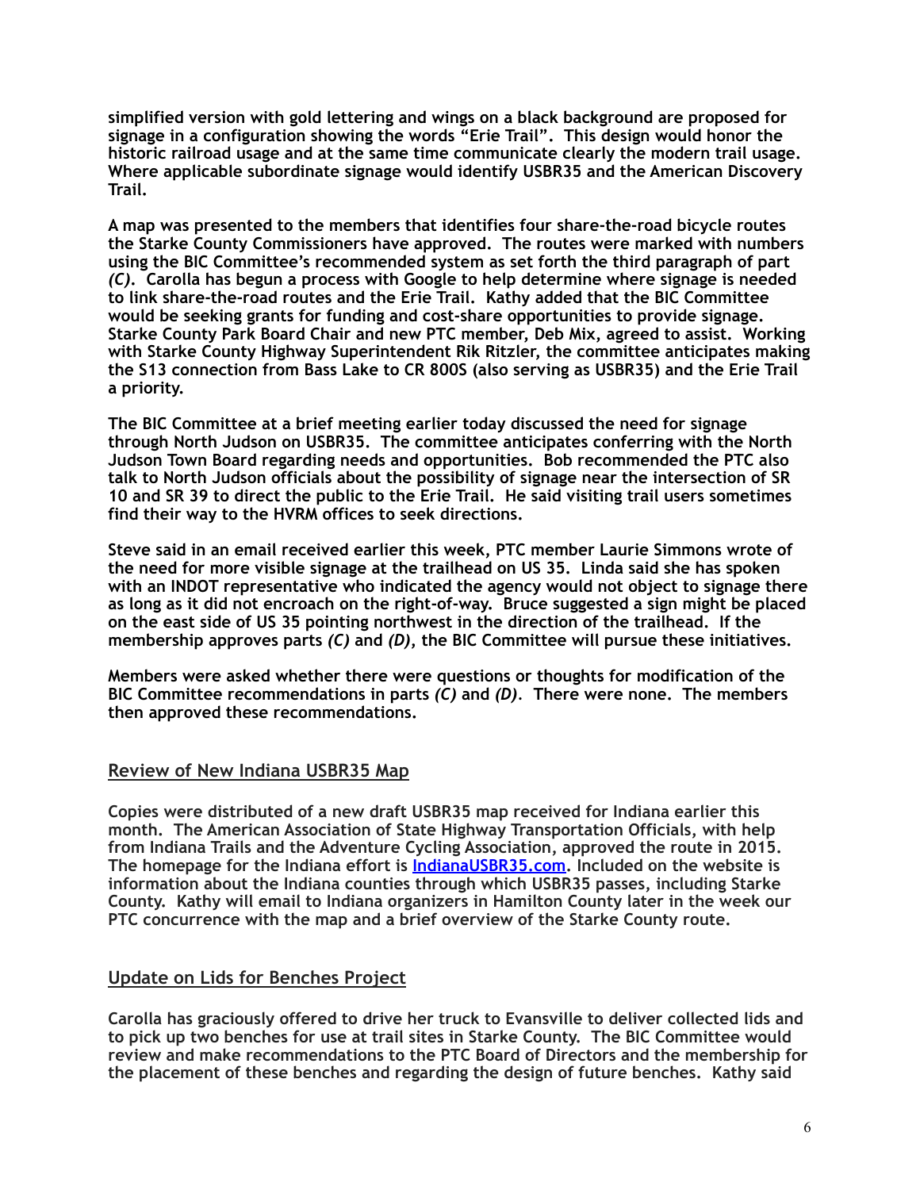**simplified version with gold lettering and wings on a black background are proposed for signage in a configuration showing the words "Erie Trail". This design would honor the historic railroad usage and at the same time communicate clearly the modern trail usage. Where applicable subordinate signage would identify USBR35 and the American Discovery Trail.**

**A map was presented to the members that identifies four share-the-road bicycle routes the Starke County Commissioners have approved. The routes were marked with numbers using the BIC Committee's recommended system as set forth the third paragraph of part *(C)*. Carolla has begun a process with Google to help determine where signage is needed to link share-the-road routes and the Erie Trail. Kathy added that the BIC Committee would be seeking grants for funding and cost-share opportunities to provide signage. Starke County Park Board Chair and new PTC member, Deb Mix, agreed to assist. Working with Starke County Highway Superintendent Rik Ritzler, the committee anticipates making the S13 connection from Bass Lake to CR 800S (also serving as USBR35) and the Erie Trail a priority.**

**The BIC Committee at a brief meeting earlier today discussed the need for signage through North Judson on USBR35. The committee anticipates conferring with the North Judson Town Board regarding needs and opportunities. Bob recommended the PTC also talk to North Judson officials about the possibility of signage near the intersection of SR 10 and SR 39 to direct the public to the Erie Trail. He said visiting trail users sometimes find their way to the HVRM offices to seek directions.**

**Steve said in an email received earlier this week, PTC member Laurie Simmons wrote of the need for more visible signage at the trailhead on US 35. Linda said she has spoken with an INDOT representative who indicated the agency would not object to signage there as long as it did not encroach on the right-of-way. Bruce suggested a sign might be placed on the east side of US 35 pointing northwest in the direction of the trailhead. If the membership approves parts *(C)* and *(D)*, the BIC Committee will pursue these initiatives.**

**Members were asked whether there were questions or thoughts for modification of the BIC Committee recommendations in parts *(C)* and *(D)*. There were none. The members then approved these recommendations.**

## Review of New Indiana USBR35 Map

**Copies were distributed of a new draft USBR35 map received for Indiana earlier this month. The American Association of State Highway Transportation Officials, with help from Indiana Trails and the Adventure Cycling Association, approved the route in 2015. The homepage for the Indiana effort is [IndianaUSBR35.com](IndianaUSBR35.com). Included on the website is information about the Indiana counties through which USBR35 passes, including Starke County. Kathy will email to Indiana organizers in Hamilton County later in the week our PTC concurrence with the map and a brief overview of the Starke County route.**

## Update on Lids for Benches Project

**Carolla has graciously offered to drive her truck to Evansville to deliver collected lids and to pick up two benches for use at trail sites in Starke County. The BIC Committee would review and make recommendations to the PTC Board of Directors and the membership for the placement of these benches and regarding the design of future benches. Kathy said**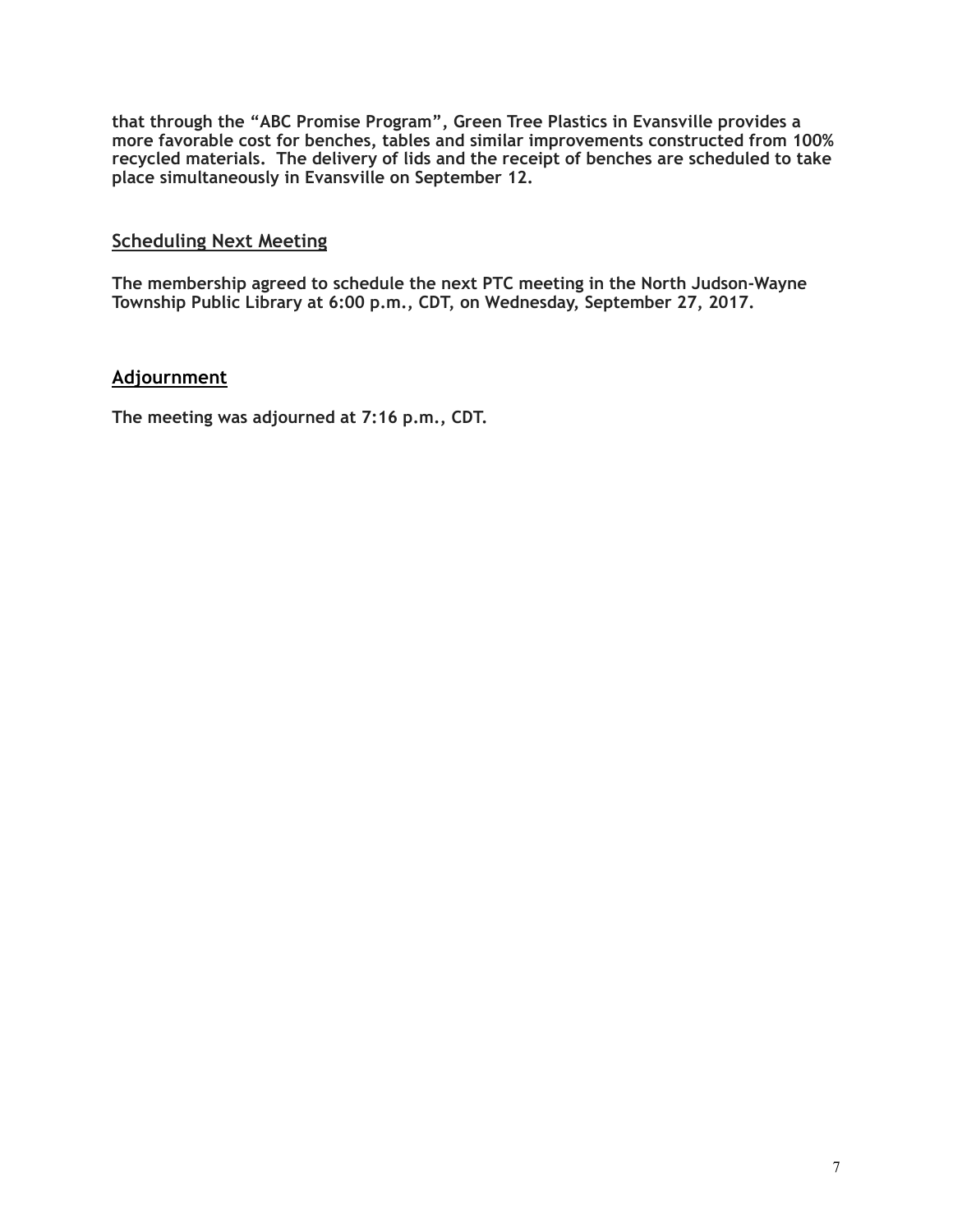**that through the "ABC Promise Program", Green Tree Plastics in Evansville provides a more favorable cost for benches, tables and similar improvements constructed from 100% recycled materials. The delivery of lids and the receipt of benches are scheduled to take place simultaneously in Evansville on September 12.**

## Scheduling Next Meeting

**The membership agreed to schedule the next PTC meeting in the North Judson-Wayne Township Public Library at 6:00 p.m., CDT, on Wednesday, September 27, 2017.**

## Adjournment

**The meeting was adjourned at 7:16 p.m., CDT.**